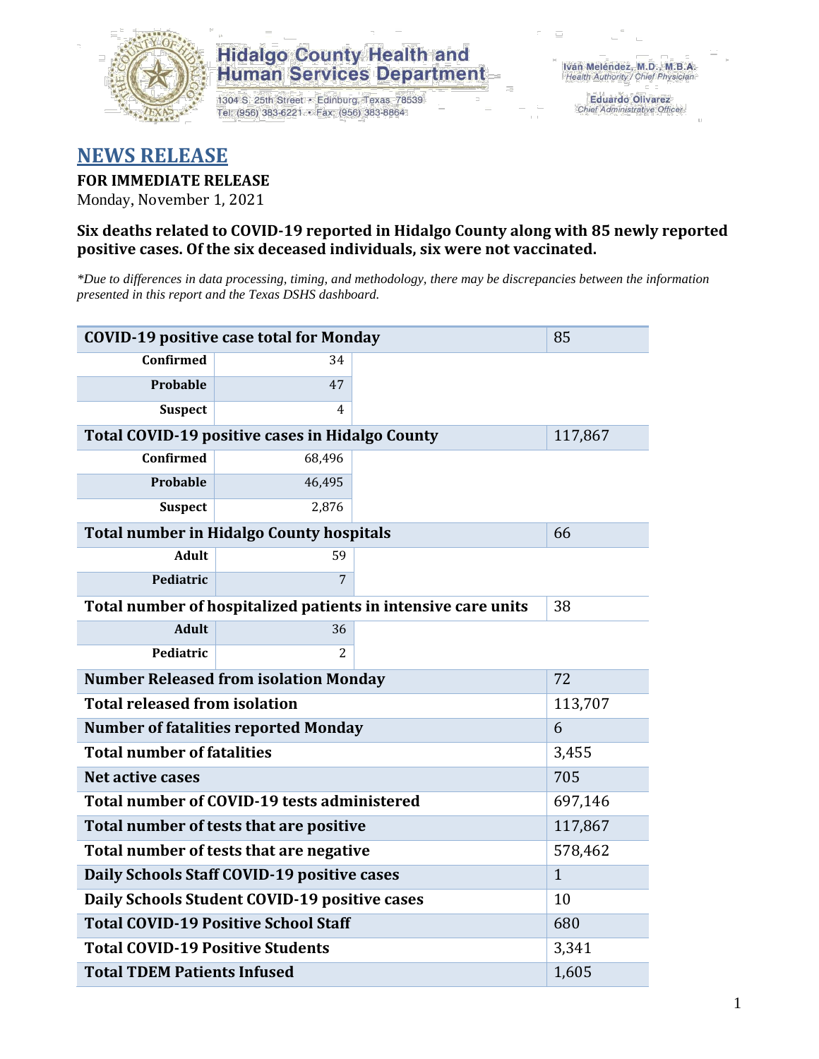Hidalgo County Health and Human Services Department

1304 S. 25th Street • Edinburg, Texas 78539
Tel: (956) 383-6221 • Fax: (956) 383-8864

Iván Meléndez, M.D., M.B.A.
Health Authority / Chief Physician

Eduardo Olivarez
Chief Administrative Officer

# NEWS RELEASE

**FOR IMMEDIATE RELEASE**
Monday, November 1, 2021

**Six deaths related to COVID-19 reported in Hidalgo County along with 85 newly reported positive cases. Of the six deceased individuals, six were not vaccinated.**

*\*Due to differences in data processing, timing, and methodology, there may be discrepancies between the information presented in this report and the Texas DSHS dashboard.*

| | | |
|---|---|---|
| **COVID-19 positive case total for Monday** | | 85 |
| **Confirmed** | 34 | |
| **Probable** | 47 | |
| **Suspect** | 4 | |
| **Total COVID-19 positive cases in Hidalgo County** | | 117,867 |
| **Confirmed** | 68,496 | |
| **Probable** | 46,495 | |
| **Suspect** | 2,876 | |
| **Total number in Hidalgo County hospitals** | | 66 |
| **Adult** | 59 | |
| **Pediatric** | 7 | |
| **Total number of hospitalized patients in intensive care units** | | 38 |
| **Adult** | 36 | |
| **Pediatric** | 2 | |
| **Number Released from isolation Monday** | | 72 |
| **Total released from isolation** | | 113,707 |
| **Number of fatalities reported Monday** | | 6 |
| **Total number of fatalities** | | 3,455 |
| **Net active cases** | | 705 |
| **Total number of COVID-19 tests administered** | | 697,146 |
| **Total number of tests that are positive** | | 117,867 |
| **Total number of tests that are negative** | | 578,462 |
| **Daily Schools Staff COVID-19 positive cases** | | 1 |
| **Daily Schools Student COVID-19 positive cases** | | 10 |
| **Total COVID-19 Positive School Staff** | | 680 |
| **Total COVID-19 Positive Students** | | 3,341 |
| **Total TDEM Patients Infused** | | 1,605 |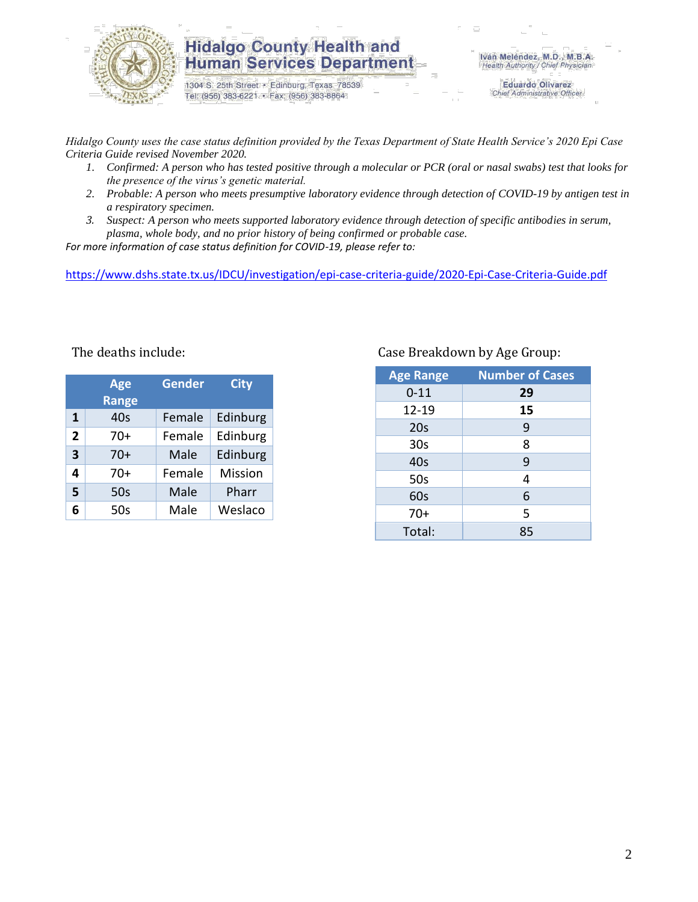*Hidalgo County uses the case status definition provided by the Texas Department of State Health Service's 2020 Epi Case Criteria Guide revised November 2020.*

1. *Confirmed: A person who has tested positive through a molecular or PCR (oral or nasal swabs) test that looks for the presence of the virus's genetic material.*
2. *Probable: A person who meets presumptive laboratory evidence through detection of COVID-19 by antigen test in a respiratory specimen.*
3. *Suspect: A person who meets supported laboratory evidence through detection of specific antibodies in serum, plasma, whole body, and no prior history of being confirmed or probable case.*

*For more information of case status definition for COVID-19, please refer to:*

https://www.dshs.state.tx.us/IDCU/investigation/epi-case-criteria-guide/2020-Epi-Case-Criteria-Guide.pdf

The deaths include:

| | Age Range | Gender | City |
|---|---|---|---|
| **1** | 40s | Female | Edinburg |
| **2** | 70+ | Female | Edinburg |
| **3** | 70+ | Male | Edinburg |
| **4** | 70+ | Female | Mission |
| **5** | 50s | Male | Pharr |
| **6** | 50s | Male | Weslaco |

Case Breakdown by Age Group:

| Age Range | Number of Cases |
|---|---|
| 0-11 | **29** |
| 12-19 | **15** |
| 20s | 9 |
| 30s | 8 |
| 40s | 9 |
| 50s | 4 |
| 60s | 6 |
| 70+ | 5 |
| Total: | 85 |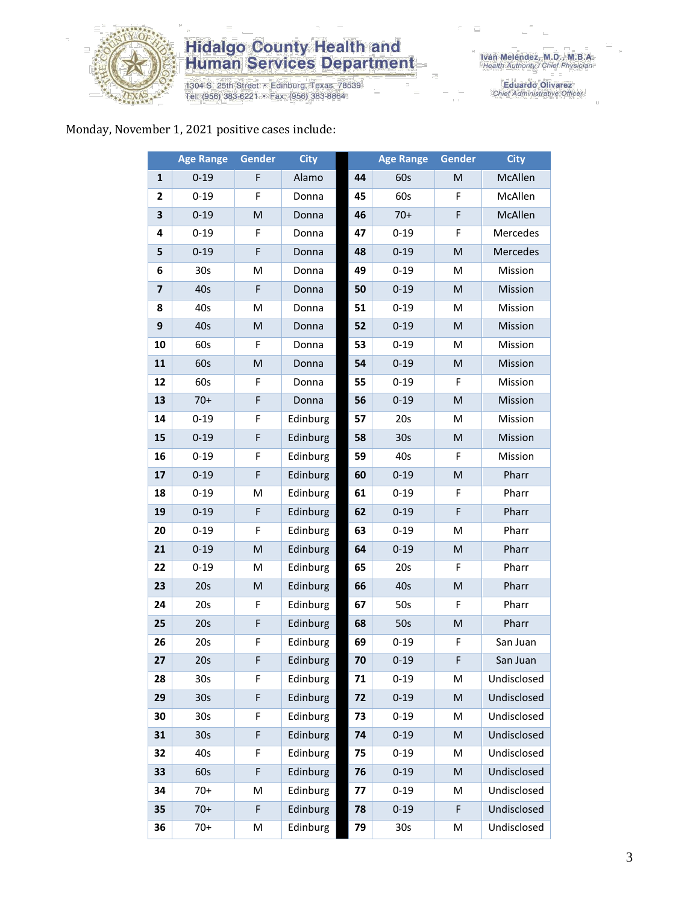Monday, November 1, 2021 positive cases include:

| | Age Range | Gender | City | | Age Range | Gender | City |
|---|---|---|---|---|---|---|---|
| 1 | 0-19 | F | Alamo | 44 | 60s | M | McAllen |
| 2 | 0-19 | F | Donna | 45 | 60s | F | McAllen |
| 3 | 0-19 | M | Donna | 46 | 70+ | F | McAllen |
| 4 | 0-19 | F | Donna | 47 | 0-19 | F | Mercedes |
| 5 | 0-19 | F | Donna | 48 | 0-19 | M | Mercedes |
| 6 | 30s | M | Donna | 49 | 0-19 | M | Mission |
| 7 | 40s | F | Donna | 50 | 0-19 | M | Mission |
| 8 | 40s | M | Donna | 51 | 0-19 | M | Mission |
| 9 | 40s | M | Donna | 52 | 0-19 | M | Mission |
| 10 | 60s | F | Donna | 53 | 0-19 | M | Mission |
| 11 | 60s | M | Donna | 54 | 0-19 | M | Mission |
| 12 | 60s | F | Donna | 55 | 0-19 | F | Mission |
| 13 | 70+ | F | Donna | 56 | 0-19 | M | Mission |
| 14 | 0-19 | F | Edinburg | 57 | 20s | M | Mission |
| 15 | 0-19 | F | Edinburg | 58 | 30s | M | Mission |
| 16 | 0-19 | F | Edinburg | 59 | 40s | F | Mission |
| 17 | 0-19 | F | Edinburg | 60 | 0-19 | M | Pharr |
| 18 | 0-19 | M | Edinburg | 61 | 0-19 | F | Pharr |
| 19 | 0-19 | F | Edinburg | 62 | 0-19 | F | Pharr |
| 20 | 0-19 | F | Edinburg | 63 | 0-19 | M | Pharr |
| 21 | 0-19 | M | Edinburg | 64 | 0-19 | M | Pharr |
| 22 | 0-19 | M | Edinburg | 65 | 20s | F | Pharr |
| 23 | 20s | M | Edinburg | 66 | 40s | M | Pharr |
| 24 | 20s | F | Edinburg | 67 | 50s | F | Pharr |
| 25 | 20s | F | Edinburg | 68 | 50s | M | Pharr |
| 26 | 20s | F | Edinburg | 69 | 0-19 | F | San Juan |
| 27 | 20s | F | Edinburg | 70 | 0-19 | F | San Juan |
| 28 | 30s | F | Edinburg | 71 | 0-19 | M | Undisclosed |
| 29 | 30s | F | Edinburg | 72 | 0-19 | M | Undisclosed |
| 30 | 30s | F | Edinburg | 73 | 0-19 | M | Undisclosed |
| 31 | 30s | F | Edinburg | 74 | 0-19 | M | Undisclosed |
| 32 | 40s | F | Edinburg | 75 | 0-19 | M | Undisclosed |
| 33 | 60s | F | Edinburg | 76 | 0-19 | M | Undisclosed |
| 34 | 70+ | M | Edinburg | 77 | 0-19 | M | Undisclosed |
| 35 | 70+ | F | Edinburg | 78 | 0-19 | F | Undisclosed |
| 36 | 70+ | M | Edinburg | 79 | 30s | M | Undisclosed |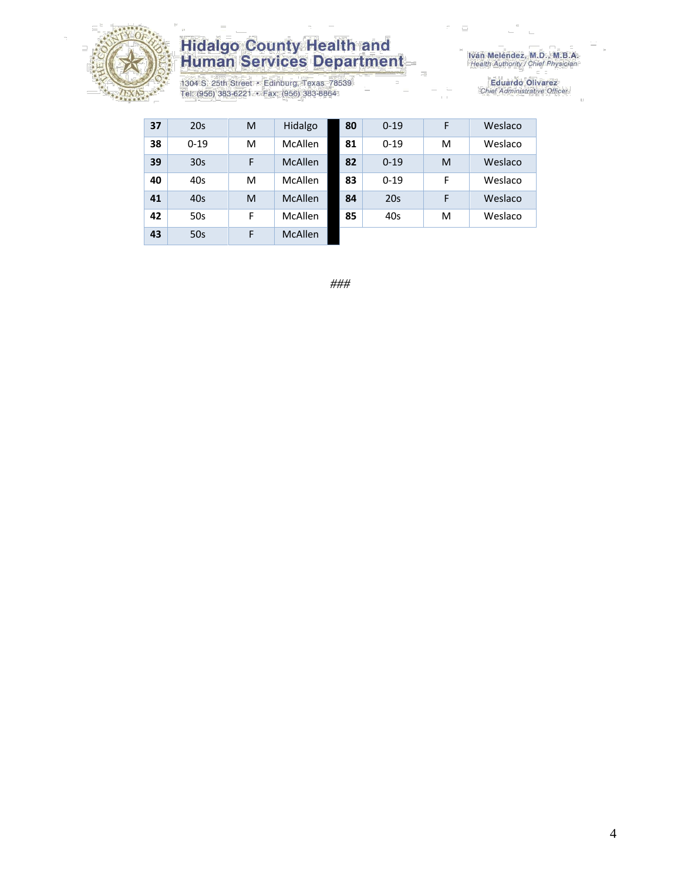| | | | | | | | |
|---|---|---|---|---|---|---|---|
| **37** | 20s | M | Hidalgo | **80** | 0-19 | F | Weslaco |
| **38** | 0-19 | M | McAllen | **81** | 0-19 | M | Weslaco |
| **39** | 30s | F | McAllen | **82** | 0-19 | M | Weslaco |
| **40** | 40s | M | McAllen | **83** | 0-19 | F | Weslaco |
| **41** | 40s | M | McAllen | **84** | 20s | F | Weslaco |
| **42** | 50s | F | McAllen | **85** | 40s | M | Weslaco |
| **43** | 50s | F | McAllen | | | | |

###